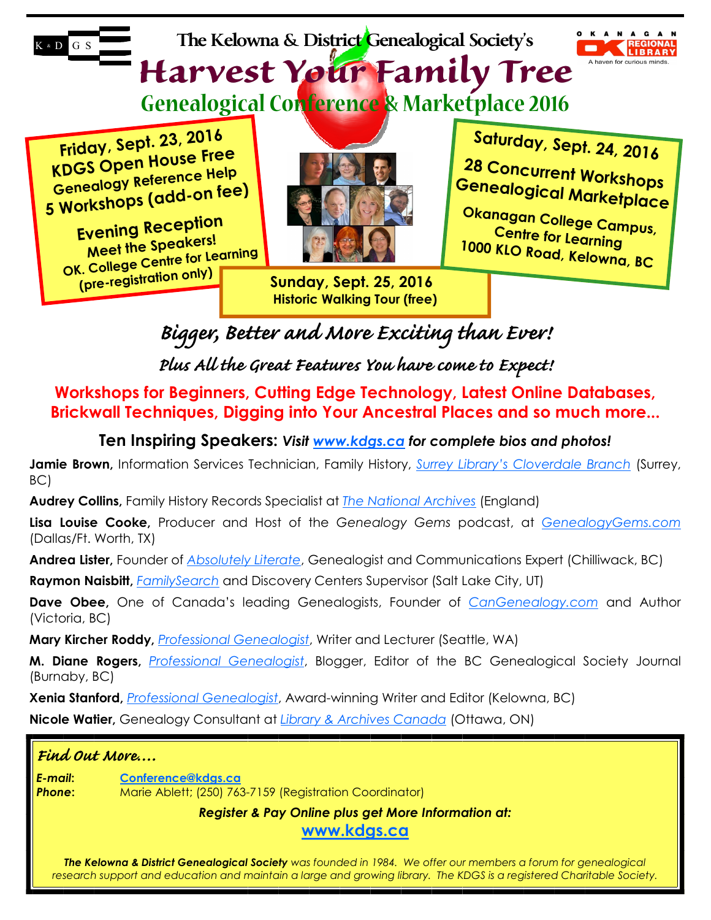K & D G S

The Kelowna & District Genealogical Society's

# Harvest Your Family Tree

## Genealogical Conference & Marketplace 2016

OKANAGAN REGIONAL LIBRARY — A haven for curious minds.

**Friday, Sept. 23, 2016**
**KDGS Open House Free**
**Genealogy Reference Help**
**5 Workshops (add-on fee)**

**Evening Reception**
**Meet the Speakers!**
**OK. College Centre for Learning**
**(pre-registration only)**

**Saturday, Sept. 24, 2016**
**28 Concurrent Workshops**
**Genealogical Marketplace**

**Okanagan College Campus, Centre for Learning**
**1000 KLO Road, Kelowna, BC**

**Sunday, Sept. 25, 2016**
**Historic Walking Tour (free)**

### *Bigger, Better and More Exciting than Ever!*

*Plus All the Great Features You have come to Expect!*

**Workshops for Beginners, Cutting Edge Technology, Latest Online Databases, Brickwall Techniques, Digging into Your Ancestral Places and so much more...**

### Ten Inspiring Speakers: *Visit www.kdgs.ca for complete bios and photos!*

**Jamie Brown,** Information Services Technician, Family History, *Surrey Library's Cloverdale Branch* (Surrey, BC)

**Audrey Collins,** Family History Records Specialist at *The National Archives* (England)

**Lisa Louise Cooke,** Producer and Host of the *Genealogy Gems* podcast, at *GenealogyGems.com* (Dallas/Ft. Worth, TX)

**Andrea Lister,** Founder of *Absolutely Literate*, Genealogist and Communications Expert (Chilliwack, BC)

**Raymon Naisbitt,** *FamilySearch* and Discovery Centers Supervisor (Salt Lake City, UT)

**Dave Obee,** One of Canada's leading Genealogists, Founder of *CanGenealogy.com* and Author (Victoria, BC)

**Mary Kircher Roddy,** *Professional Genealogist*, Writer and Lecturer (Seattle, WA)

**M. Diane Rogers,** *Professional Genealogist*, Blogger, Editor of the BC Genealogical Society Journal (Burnaby, BC)

**Xenia Stanford,** *Professional Genealogist*, Award-winning Writer and Editor (Kelowna, BC)

**Nicole Watier,** Genealogy Consultant at *Library & Archives Canada* (Ottawa, ON)

### *Find Out More....*

***E-mail*:** Conference@kdgs.ca
***Phone*:** Marie Ablett; (250) 763-7159 (Registration Coordinator)

***Register & Pay Online plus get More Information at:***

**www.kdgs.ca**

***The Kelowna & District Genealogical Society*** *was founded in 1984. We offer our members a forum for genealogical research support and education and maintain a large and growing library. The KDGS is a registered Charitable Society.*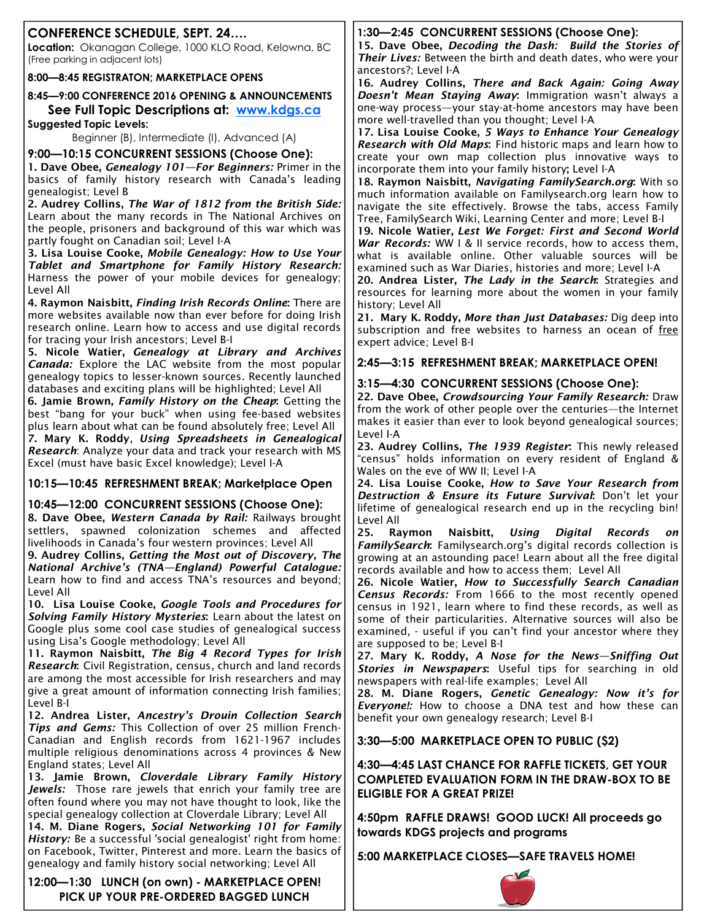## CONFERENCE SCHEDULE, SEPT. 24….

**Location:** Okanagan College, 1000 KLO Road, Kelowna, BC (Free parking in adjacent lots)

**8:00—8:45 REGISTRATON; MARKETPLACE OPENS**

**8:45—9:00 CONFERENCE 2016 OPENING & ANNOUNCEMENTS**

**See Full Topic Descriptions at: www.kdgs.ca**

**Suggested Topic Levels:**

Beginner (B), Intermediate (I), Advanced (A)

### 9:00—10:15 CONCURRENT SESSIONS (Choose One):

**1. Dave Obee, *Genealogy 101—For Beginners:*** Primer in the basics of family history research with Canada's leading genealogist; Level B

**2. Audrey Collins, *The War of 1812 from the British Side:*** Learn about the many records in The National Archives on the people, prisoners and background of this war which was partly fought on Canadian soil; Level I-A

**3. Lisa Louise Cooke, *Mobile Genealogy: How to Use Your Tablet and Smartphone for Family History Research:*** Harness the power of your mobile devices for genealogy; Level All

**4. Raymon Naisbitt, *Finding Irish Records Online*:** There are more websites available now than ever before for doing Irish research online. Learn how to access and use digital records for tracing your Irish ancestors; Level B-I

**5. Nicole Watier, *Genealogy at Library and Archives Canada:*** Explore the LAC website from the most popular genealogy topics to lesser-known sources. Recently launched databases and exciting plans will be highlighted; Level All

**6. Jamie Brown, *Family History on the Cheap*:** Getting the best "bang for your buck" when using fee-based websites plus learn about what can be found absolutely free; Level All

**7. Mary K. Roddy, *Using Spreadsheets in Genealogical Research*:** Analyze your data and track your research with MS Excel (must have basic Excel knowledge); Level I-A

### 10:15—10:45 REFRESHMENT BREAK; Marketplace Open

### 10:45—12:00 CONCURRENT SESSIONS (Choose One):

**8. Dave Obee, *Western Canada by Rail:*** Railways brought settlers, spawned colonization schemes and affected livelihoods in Canada's four western provinces; Level All

**9. Audrey Collins, *Getting the Most out of Discovery, The National Archive's (TNA—England) Powerful Catalogue:*** Learn how to find and access TNA's resources and beyond; Level All

**10. Lisa Louise Cooke, *Google Tools and Procedures for Solving Family History Mysteries*:** Learn about the latest on Google plus some cool case studies of genealogical success using Lisa's Google methodology; Level All

**11. Raymon Naisbitt, *The Big 4 Record Types for Irish Research*:** Civil Registration, census, church and land records are among the most accessible for Irish researchers and may give a great amount of information connecting Irish families; Level B-I

**12. Andrea Lister, *Ancestry's Drouin Collection Search Tips and Gems:*** This Collection of over 25 million French-Canadian and English records from 1621-1967 includes multiple religious denominations across 4 provinces & New England states; Level All

**13. Jamie Brown, *Cloverdale Library Family History Jewels:*** Those rare jewels that enrich your family tree are often found where you may not have thought to look, like the special genealogy collection at Cloverdale Library; Level All

**14. M. Diane Rogers, *Social Networking 101 for Family History:*** Be a successful 'social genealogist' right from home: on Facebook, Twitter, Pinterest and more. Learn the basics of genealogy and family history social networking; Level All

### 12:00—1:30 LUNCH (on own) - MARKETPLACE OPEN! PICK UP YOUR PRE-ORDERED BAGGED LUNCH

### 1:30—2:45 CONCURRENT SESSIONS (Choose One):

**15. Dave Obee, *Decoding the Dash: Build the Stories of Their Lives:*** Between the birth and death dates, who were your ancestors?; Level I-A

**16. Audrey Collins, *There and Back Again: Going Away Doesn't Mean Staying Away*:** Immigration wasn't always a one-way process—your stay-at-home ancestors may have been more well-travelled than you thought; Level I-A

**17. Lisa Louise Cooke, *5 Ways to Enhance Your Genealogy Research with Old Maps*:** Find historic maps and learn how to create your own map collection plus innovative ways to incorporate them into your family history; Level I-A

**18. Raymon Naisbitt, *Navigating FamilySearch.org*:** With so much information available on Familysearch.org learn how to navigate the site effectively. Browse the tabs, access Family Tree, FamilySearch Wiki, Learning Center and more; Level B-I

**19. Nicole Watier, *Lest We Forget: First and Second World War Records:*** WW I & II service records, how to access them, what is available online. Other valuable sources will be examined such as War Diaries, histories and more; Level I-A

**20. Andrea Lister, *The Lady in the Search*:** Strategies and resources for learning more about the women in your family history; Level All

**21. Mary K. Roddy, *More than Just Databases:*** Dig deep into subscription and free websites to harness an ocean of free expert advice; Level B-I

### 2:45—3:15 REFRESHMENT BREAK; MARKETPLACE OPEN!

### 3:15—4:30 CONCURRENT SESSIONS (Choose One):

**22. Dave Obee, *Crowdsourcing Your Family Research:*** Draw from the work of other people over the centuries—the Internet makes it easier than ever to look beyond genealogical sources; Level I-A

**23. Audrey Collins, *The 1939 Register*:** This newly released "census" holds information on every resident of England & Wales on the eve of WW II; Level I-A

**24. Lisa Louise Cooke, *How to Save Your Research from Destruction & Ensure its Future Survival*:** Don't let your lifetime of genealogical research end up in the recycling bin! Level All

**25. Raymon Naisbitt, *Using Digital Records on FamilySearch*:** Familysearch.org's digital records collection is growing at an astounding pace! Learn about all the free digital records available and how to access them; Level All

**26. Nicole Watier, *How to Successfully Search Canadian Census Records:*** From 1666 to the most recently opened census in 1921, learn where to find these records, as well as some of their particularities. Alternative sources will also be examined, - useful if you can't find your ancestor where they are supposed to be; Level B-I

**27. Mary K. Roddy, *A Nose for the News—Sniffing Out Stories in Newspapers*:** Useful tips for searching in old newspapers with real-life examples; Level All

**28. M. Diane Rogers, *Genetic Genealogy: Now it's for Everyone!:*** How to choose a DNA test and how these can benefit your own genealogy research; Level B-I

### 3:30—5:00 MARKETPLACE OPEN TO PUBLIC ($2)

### 4:30—4:45 LAST CHANCE FOR RAFFLE TICKETS, GET YOUR COMPLETED EVALUATION FORM IN THE DRAW-BOX TO BE ELIGIBLE FOR A GREAT PRIZE!

### 4:50pm RAFFLE DRAWS! GOOD LUCK! All proceeds go towards KDGS projects and programs

### 5:00 MARKETPLACE CLOSES—SAFE TRAVELS HOME!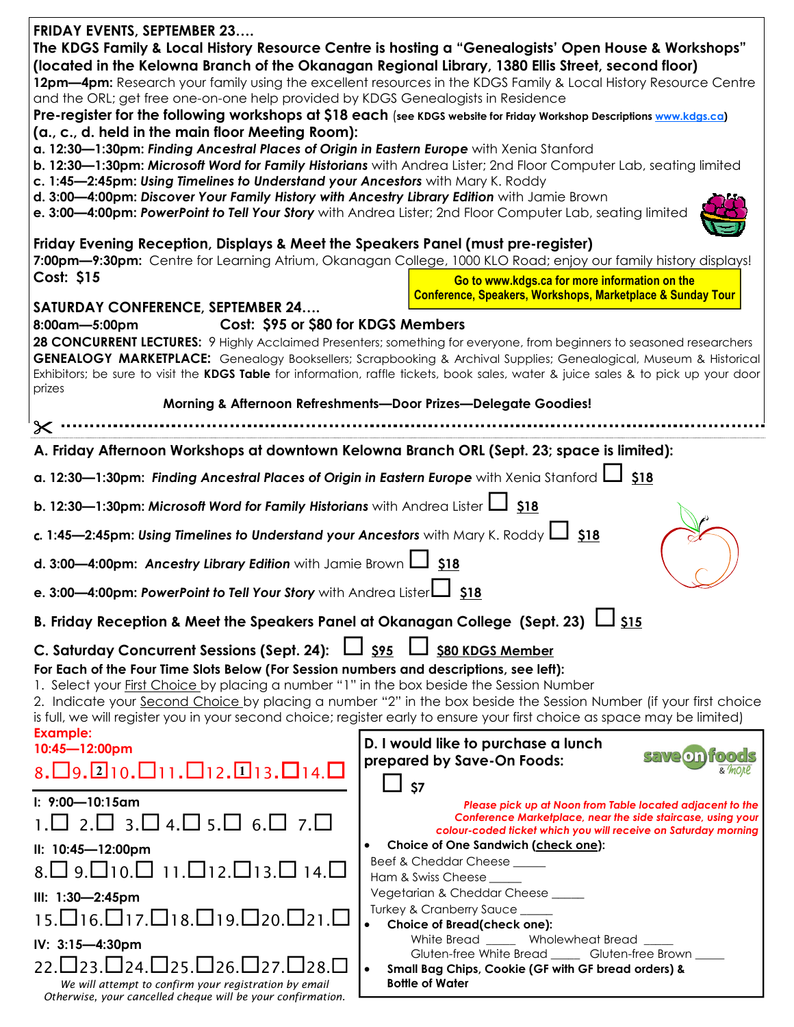**FRIDAY EVENTS, SEPTEMBER 23….**

**The KDGS Family & Local History Resource Centre is hosting a "Genealogists' Open House & Workshops" (located in the Kelowna Branch of the Okanagan Regional Library, 1380 Ellis Street, second floor)**

**12pm—4pm:** Research your family using the excellent resources in the KDGS Family & Local History Resource Centre and the ORL; get free one-on-one help provided by KDGS Genealogists in Residence

**Pre-register for the following workshops at $18 each** (see KDGS website for Friday Workshop Descriptions www.kdgs.ca)

**(a., c., d. held in the main floor Meeting Room):**

- **a. 12:30—1:30pm:** ***Finding Ancestral Places of Origin in Eastern Europe*** with Xenia Stanford
- **b. 12:30—1:30pm:** ***Microsoft Word for Family Historians*** with Andrea Lister; 2nd Floor Computer Lab, seating limited
- **c. 1:45—2:45pm:** ***Using Timelines to Understand your Ancestors*** with Mary K. Roddy
- **d. 3:00—4:00pm:** ***Discover Your Family History with Ancestry Library Edition*** with Jamie Brown
- **e. 3:00—4:00pm:** ***PowerPoint to Tell Your Story*** with Andrea Lister; 2nd Floor Computer Lab, seating limited

**Friday Evening Reception, Displays & Meet the Speakers Panel (must pre-register)**

**7:00pm—9:30pm:** Centre for Learning Atrium, Okanagan College, 1000 KLO Road; enjoy our family history displays!

**Cost: $15**

**Go to www.kdgs.ca for more information on the Conference, Speakers, Workshops, Marketplace & Sunday Tour**

**SATURDAY CONFERENCE, SEPTEMBER 24….**

**8:00am—5:00pm** **Cost: $95 or $80 for KDGS Members**

**28 CONCURRENT LECTURES:** 9 Highly Acclaimed Presenters; something for everyone, from beginners to seasoned researchers

**GENEALOGY MARKETPLACE:** Genealogy Booksellers; Scrapbooking & Archival Supplies; Genealogical, Museum & Historical Exhibitors; be sure to visit the **KDGS Table** for information, raffle tickets, book sales, water & juice sales & to pick up your door prizes

**Morning & Afternoon Refreshments—Door Prizes—Delegate Goodies!**

✂ ..........................................................................................................

**A. Friday Afternoon Workshops at downtown Kelowna Branch ORL (Sept. 23; space is limited):**

- **a. 12:30—1:30pm:** ***Finding Ancestral Places of Origin in Eastern Europe*** with Xenia Stanford ☐ **$18**
- **b. 12:30—1:30pm:** ***Microsoft Word for Family Historians*** with Andrea Lister ☐ **$18**
- **c. 1:45—2:45pm:** ***Using Timelines to Understand your Ancestors*** with Mary K. Roddy ☐ **$18**
- **d. 3:00—4:00pm:** ***Ancestry Library Edition*** with Jamie Brown ☐ **$18**
- **e. 3:00—4:00pm:** ***PowerPoint to Tell Your Story*** with Andrea Lister ☐ **$18**

**B. Friday Reception & Meet the Speakers Panel at Okanagan College (Sept. 23)** ☐ **$15**

**C. Saturday Concurrent Sessions (Sept. 24):** ☐ **$95** ☐ **$80 KDGS Member**

**For Each of the Four Time Slots Below (For Session numbers and descriptions, see left):**

1. Select your First Choice by placing a number "1" in the box beside the Session Number
2. Indicate your Second Choice by placing a number "2" in the box beside the Session Number (if your first choice is full, we will register you in your second choice; register early to ensure your first choice as space may be limited)

**Example:**
**10:45—12:00pm**
8.☐ 9.[2] 10.☐ 11.☐ 12.[1] 13.☐ 14.☐

**I: 9:00—10:15am**
1.☐ 2.☐ 3.☐ 4.☐ 5.☐ 6.☐ 7.☐

**II: 10:45—12:00pm**
8.☐ 9.☐ 10.☐ 11.☐ 12.☐ 13.☐ 14.☐

**III: 1:30—2:45pm**
15.☐ 16.☐ 17.☐ 18.☐ 19.☐ 20.☐ 21.☐

**IV: 3:15—4:30pm**
22.☐ 23.☐ 24.☐ 25.☐ 26.☐ 27.☐ 28.☐

*We will attempt to confirm your registration by email*
*Otherwise, your cancelled cheque will be your confirmation.*

**D. I would like to purchase a lunch prepared by Save-On Foods:**

☐ **$7**

***Please pick up at Noon from Table located adjacent to the Conference Marketplace, near the side staircase, using your colour-coded ticket which you will receive on Saturday morning***

- **Choice of One Sandwich (check one):**
  - Beef & Cheddar Cheese _____
  - Ham & Swiss Cheese _____
  - Vegetarian & Cheddar Cheese _____
  - Turkey & Cranberry Sauce _____
- **Choice of Bread(check one):**
  - White Bread _____ Wholewheat Bread _____
  - Gluten-free White Bread _____ Gluten-free Brown _____
- **Small Bag Chips, Cookie (GF with GF bread orders) & Bottle of Water**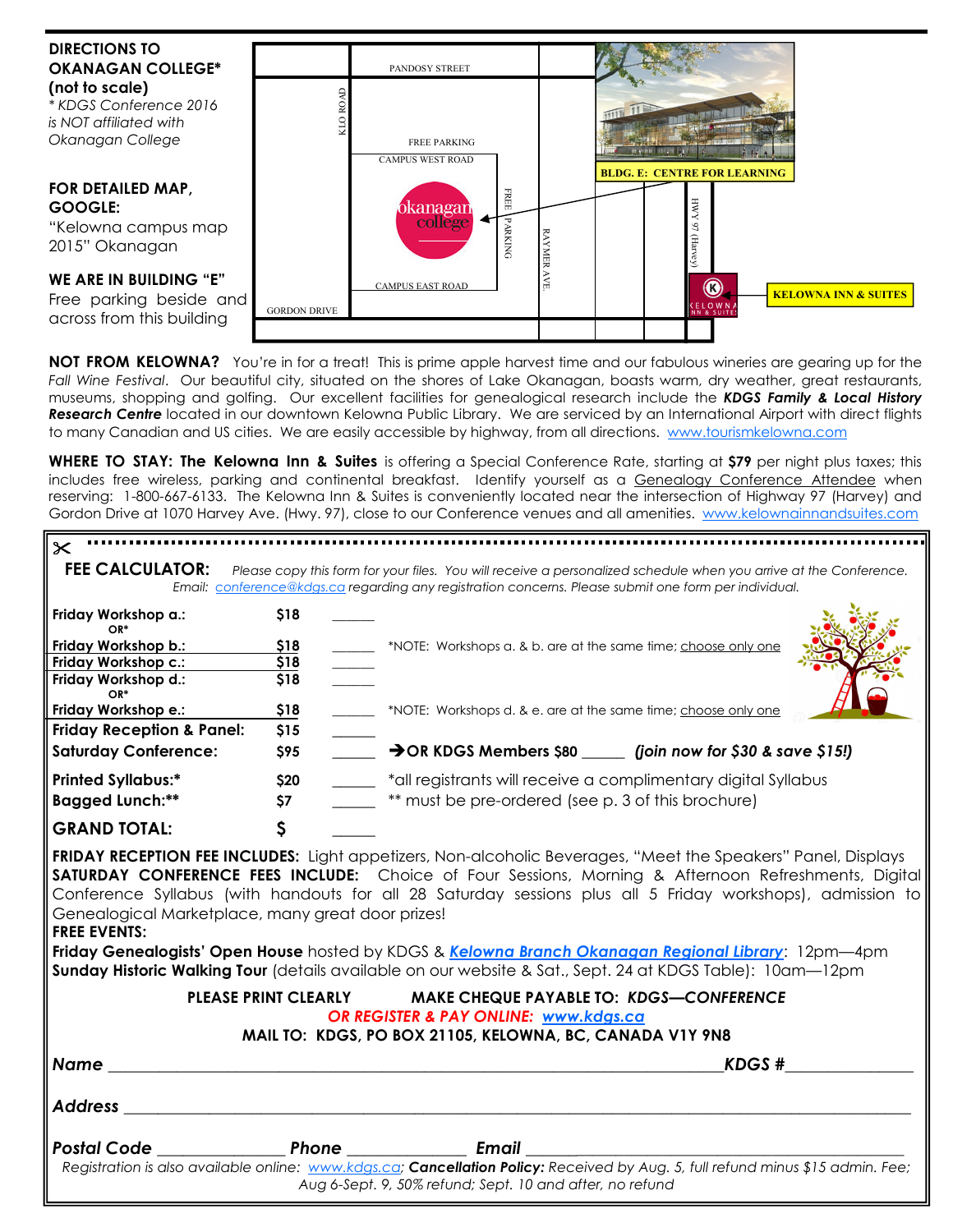**DIRECTIONS TO OKANAGAN COLLEGE\* (not to scale)**

*\* KDGS Conference 2016 is NOT affiliated with Okanagan College*

**FOR DETAILED MAP, GOOGLE:**
"Kelowna campus map 2015" Okanagan

**WE ARE IN BUILDING "E"**
Free parking beside and across from this building

PANDOSY STREET
KLO ROAD
FREE PARKING
CAMPUS WEST ROAD
okanagan college
FREE PARKING
RAYMER AVE.
CAMPUS EAST ROAD
GORDON DRIVE
HWY 97 (Harvey)
BLDG. E: CENTRE FOR LEARNING
KELOWNA INN & SUITES

**NOT FROM KELOWNA?** You're in for a treat! This is prime apple harvest time and our fabulous wineries are gearing up for the *Fall Wine Festival*. Our beautiful city, situated on the shores of Lake Okanagan, boasts warm, dry weather, great restaurants, museums, shopping and golfing. Our excellent facilities for genealogical research include the ***KDGS Family & Local History Research Centre*** located in our downtown Kelowna Public Library. We are serviced by an International Airport with direct flights to many Canadian and US cities. We are easily accessible by highway, from all directions. www.tourismkelowna.com

**WHERE TO STAY: The Kelowna Inn & Suites** is offering a Special Conference Rate, starting at **$79** per night plus taxes; this includes free wireless, parking and continental breakfast. Identify yourself as a Genealogy Conference Attendee when reserving: 1-800-667-6133. The Kelowna Inn & Suites is conveniently located near the intersection of Highway 97 (Harvey) and Gordon Drive at 1070 Harvey Ave. (Hwy. 97), close to our Conference venues and all amenities. www.kelownainnandsuites.com

---

**FEE CALCULATOR:** *Please copy this form for your files. You will receive a personalized schedule when you arrive at the Conference. Email: conference@kdgs.ca regarding any registration concerns. Please submit one form per individual.*

| | | | |
|---|---|---|---|
| **Friday Workshop a.:** OR\* | $18 | ______ | |
| **Friday Workshop b.:** | $18 | ______ | \*NOTE: Workshops a. & b. are at the same time; choose only one |
| **Friday Workshop c.:** | $18 | ______ | |
| **Friday Workshop d.:** OR\* | $18 | ______ | |
| **Friday Workshop e.:** | $18 | ______ | \*NOTE: Workshops d. & e. are at the same time; choose only one |
| **Friday Reception & Panel:** | $15 | ______ | |
| **Saturday Conference:** | $95 | ______ | ➔**OR KDGS Members $80** ______ ***(join now for $30 & save $15!)*** |
| **Printed Syllabus:\*** | $20 | ______ | \*all registrants will receive a complimentary digital Syllabus |
| **Bagged Lunch:\*\*** | $7 | ______ | \*\* must be pre-ordered (see p. 3 of this brochure) |
| **GRAND TOTAL:** | $ | ______ | |

**FRIDAY RECEPTION FEE INCLUDES:** Light appetizers, Non-alcoholic Beverages, "Meet the Speakers" Panel, Displays
**SATURDAY CONFERENCE FEES INCLUDE:** Choice of Four Sessions, Morning & Afternoon Refreshments, Digital Conference Syllabus (with handouts for all 28 Saturday sessions plus all 5 Friday workshops), admission to Genealogical Marketplace, many great door prizes!
**FREE EVENTS:**
**Friday Genealogists' Open House** hosted by KDGS & ***Kelowna Branch Okanagan Regional Library***: 12pm—4pm
**Sunday Historic Walking Tour** (details available on our website & Sat., Sept. 24 at KDGS Table): 10am—12pm

**PLEASE PRINT CLEARLY** **MAKE CHEQUE PAYABLE TO: *KDGS—CONFERENCE***
***OR REGISTER & PAY ONLINE: www.kdgs.ca***
**MAIL TO: KDGS, PO BOX 21105, KELOWNA, BC, CANADA V1Y 9N8**

***Name*** ______________________________________________ ***KDGS #*** ______________

***Address*** ______________________________________________________________

***Postal Code*** ______________ ***Phone*** ______________ ***Email*** ______________________________

*Registration is also available online: www.kdgs.ca;* ***Cancellation Policy:*** *Received by Aug. 5, full refund minus $15 admin. Fee; Aug 6-Sept. 9, 50% refund; Sept. 10 and after, no refund*